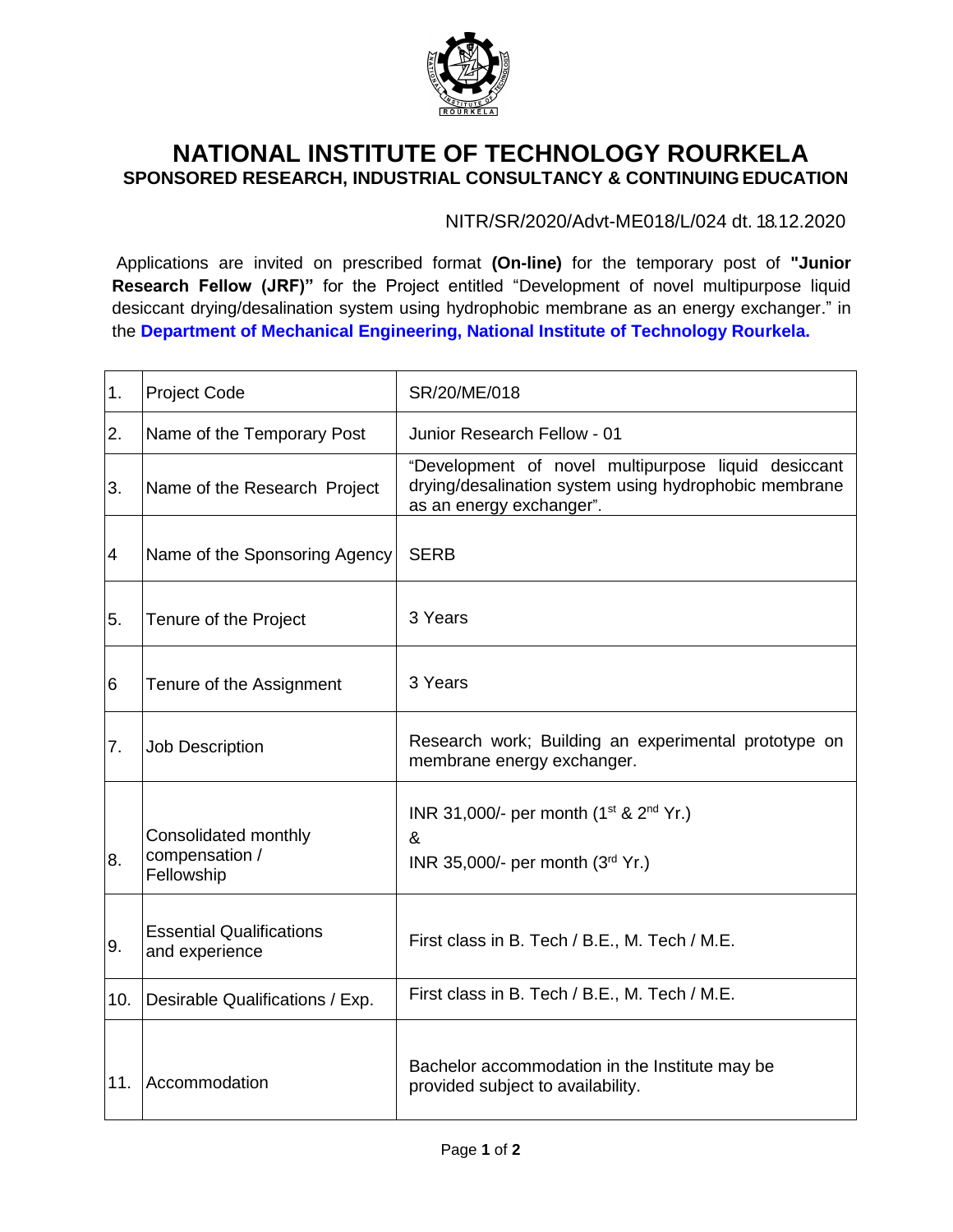# NATIONAL INSTITUTE OF TECHNOLOGY ROURKELA

## SPONSORED RESEARCH, INDUSTRIAL CONSULTANCY & CONTINUING EDUCATION

NITR/SR/2020/Advt-ME018/L/024 dt. 18.12.2020

Applications are invited on prescribed format **(On-line)** for the temporary post of **"Junior Research Fellow (JRF)"** for the Project entitled "Development of novel multipurpose liquid desiccant drying/desalination system using hydrophobic membrane as an energy exchanger." in the **Department of Mechanical Engineering, National Institute of Technology Rourkela.**

| | | |
|---|---|---|
| 1. | Project Code | SR/20/ME/018 |
| 2. | Name of the Temporary Post | Junior Research Fellow - 01 |
| 3. | Name of the Research Project | "Development of novel multipurpose liquid desiccant drying/desalination system using hydrophobic membrane as an energy exchanger". |
| 4 | Name of the Sponsoring Agency | SERB |
| 5. | Tenure of the Project | 3 Years |
| 6 | Tenure of the Assignment | 3 Years |
| 7. | Job Description | Research work; Building an experimental prototype on membrane energy exchanger. |
| 8. | Consolidated monthly compensation / Fellowship | INR 31,000/- per month (1st & 2nd Yr.) & INR 35,000/- per month (3rd Yr.) |
| 9. | Essential Qualifications and experience | First class in B. Tech / B.E., M. Tech / M.E. |
| 10. | Desirable Qualifications / Exp. | First class in B. Tech / B.E., M. Tech / M.E. |
| 11. | Accommodation | Bachelor accommodation in the Institute may be provided subject to availability. |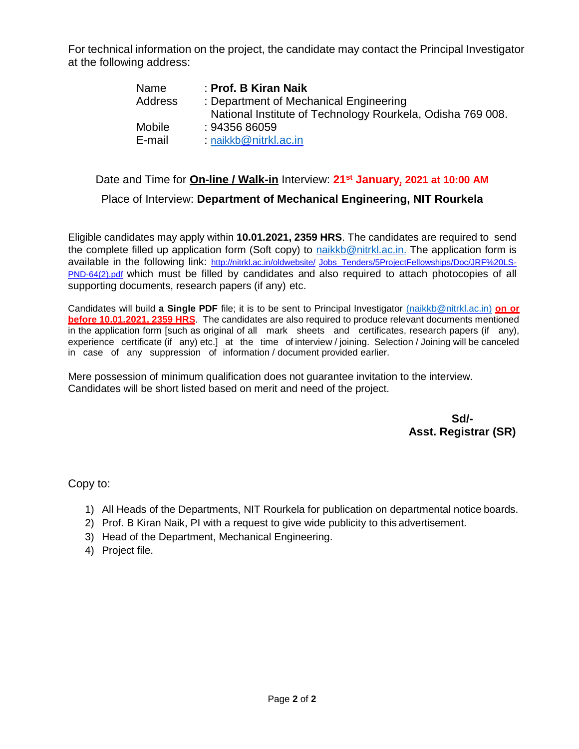For technical information on the project, the candidate may contact the Principal Investigator at the following address:

| | |
|---|---|
| Name | : **Prof. B Kiran Naik** |
| Address | : Department of Mechanical Engineering<br>National Institute of Technology Rourkela, Odisha 769 008. |
| Mobile | : 94356 86059 |
| E-mail | : naikkb@nitrkl.ac.in |

Date and Time for **On-line / Walk-in** Interview: **21st January, 2021 at 10:00 AM**

Place of Interview: **Department of Mechanical Engineering, NIT Rourkela**

Eligible candidates may apply within **10.01.2021, 2359 HRS**. The candidates are required to send the complete filled up application form (Soft copy) to naikkb@nitrkl.ac.in. The application form is available in the following link: http://nitrkl.ac.in/oldwebsite/ Jobs_Tenders/5ProjectFellowships/Doc/JRF%20LS-PND-64(2).pdf which must be filled by candidates and also required to attach photocopies of all supporting documents, research papers (if any) etc.

Candidates will build **a Single PDF** file; it is to be sent to Principal Investigator (naikkb@nitrkl.ac.in) **on or before 10.01.2021, 2359 HRS**. The candidates are also required to produce relevant documents mentioned in the application form [such as original of all mark sheets and certificates, research papers (if any), experience certificate (if any) etc.] at the time of interview / joining. Selection / Joining will be canceled in case of any suppression of information / document provided earlier.

Mere possession of minimum qualification does not guarantee invitation to the interview. Candidates will be short listed based on merit and need of the project.

**Sd/-**
**Asst. Registrar (SR)**

Copy to:

1) All Heads of the Departments, NIT Rourkela for publication on departmental notice boards.
2) Prof. B Kiran Naik, PI with a request to give wide publicity to this advertisement.
3) Head of the Department, Mechanical Engineering.
4) Project file.